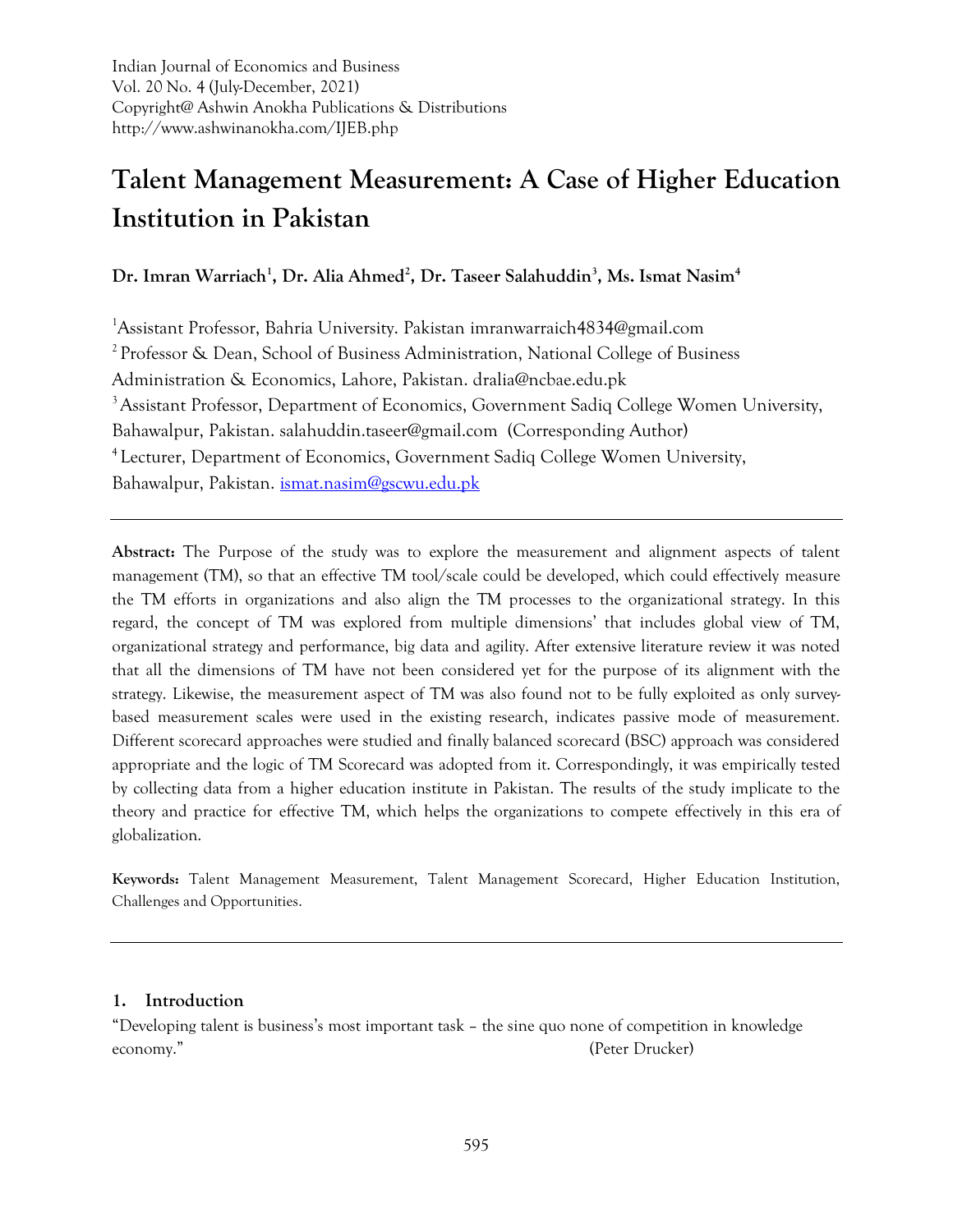Indian Journal of Economics and Business
Vol. 20 No. 4 (July-December, 2021)
Copyright@ Ashwin Anokha Publications & Distributions
http://www.ashwinanokha.com/IJEB.php

# Talent Management Measurement: A Case of Higher Education Institution in Pakistan

**Dr. Imran Warriach[1], Dr. Alia Ahmed[2], Dr. Taseer Salahuddin[3], Ms. Ismat Nasim[4]**

[1]Assistant Professor, Bahria University. Pakistan imranwarraich4834@gmail.com

[2] Professor & Dean, School of Business Administration, National College of Business Administration & Economics, Lahore, Pakistan. dralia@ncbae.edu.pk

[3] Assistant Professor, Department of Economics, Government Sadiq College Women University, Bahawalpur, Pakistan. salahuddin.taseer@gmail.com (Corresponding Author)

[4] Lecturer, Department of Economics, Government Sadiq College Women University, Bahawalpur, Pakistan. ismat.nasim@gscwu.edu.pk

---

**Abstract:** The Purpose of the study was to explore the measurement and alignment aspects of talent management (TM), so that an effective TM tool/scale could be developed, which could effectively measure the TM efforts in organizations and also align the TM processes to the organizational strategy. In this regard, the concept of TM was explored from multiple dimensions' that includes global view of TM, organizational strategy and performance, big data and agility. After extensive literature review it was noted that all the dimensions of TM have not been considered yet for the purpose of its alignment with the strategy. Likewise, the measurement aspect of TM was also found not to be fully exploited as only survey-based measurement scales were used in the existing research, indicates passive mode of measurement. Different scorecard approaches were studied and finally balanced scorecard (BSC) approach was considered appropriate and the logic of TM Scorecard was adopted from it. Correspondingly, it was empirically tested by collecting data from a higher education institute in Pakistan. The results of the study implicate to the theory and practice for effective TM, which helps the organizations to compete effectively in this era of globalization.

**Keywords:** Talent Management Measurement, Talent Management Scorecard, Higher Education Institution, Challenges and Opportunities.

---

## 1. Introduction

"Developing talent is business's most important task – the sine quo none of competition in knowledge economy." (Peter Drucker)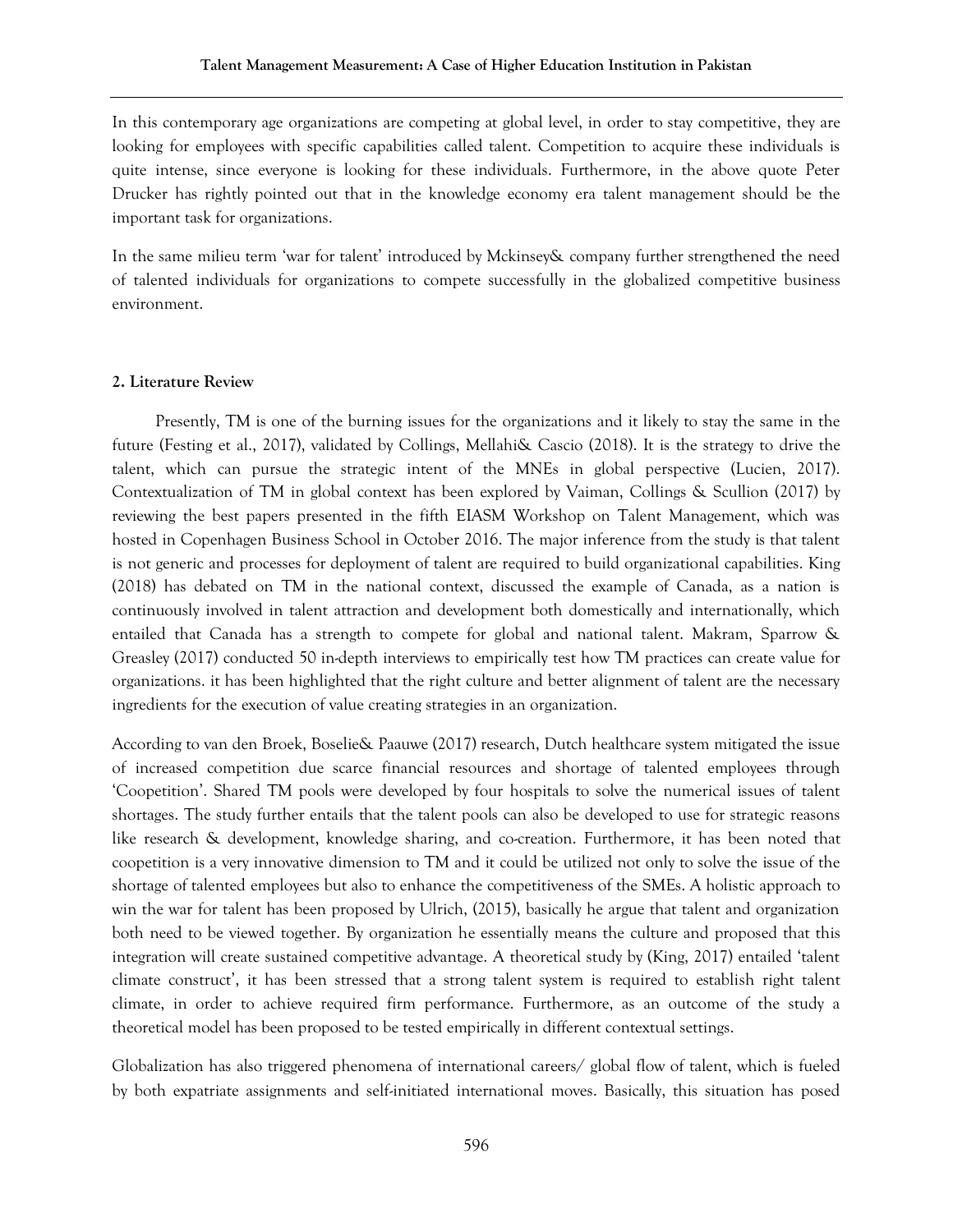In this contemporary age organizations are competing at global level, in order to stay competitive, they are looking for employees with specific capabilities called talent. Competition to acquire these individuals is quite intense, since everyone is looking for these individuals. Furthermore, in the above quote Peter Drucker has rightly pointed out that in the knowledge economy era talent management should be the important task for organizations.

In the same milieu term 'war for talent' introduced by Mckinsey& company further strengthened the need of talented individuals for organizations to compete successfully in the globalized competitive business environment.

## 2. Literature Review

Presently, TM is one of the burning issues for the organizations and it likely to stay the same in the future (Festing et al., 2017), validated by Collings, Mellahi& Cascio (2018). It is the strategy to drive the talent, which can pursue the strategic intent of the MNEs in global perspective (Lucien, 2017). Contextualization of TM in global context has been explored by Vaiman, Collings & Scullion (2017) by reviewing the best papers presented in the fifth EIASM Workshop on Talent Management, which was hosted in Copenhagen Business School in October 2016. The major inference from the study is that talent is not generic and processes for deployment of talent are required to build organizational capabilities. King (2018) has debated on TM in the national context, discussed the example of Canada, as a nation is continuously involved in talent attraction and development both domestically and internationally, which entailed that Canada has a strength to compete for global and national talent. Makram, Sparrow & Greasley (2017) conducted 50 in-depth interviews to empirically test how TM practices can create value for organizations. it has been highlighted that the right culture and better alignment of talent are the necessary ingredients for the execution of value creating strategies in an organization.

According to van den Broek, Boselie& Paauwe (2017) research, Dutch healthcare system mitigated the issue of increased competition due scarce financial resources and shortage of talented employees through 'Coopetition'. Shared TM pools were developed by four hospitals to solve the numerical issues of talent shortages. The study further entails that the talent pools can also be developed to use for strategic reasons like research & development, knowledge sharing, and co-creation. Furthermore, it has been noted that coopetition is a very innovative dimension to TM and it could be utilized not only to solve the issue of the shortage of talented employees but also to enhance the competitiveness of the SMEs. A holistic approach to win the war for talent has been proposed by Ulrich, (2015), basically he argue that talent and organization both need to be viewed together. By organization he essentially means the culture and proposed that this integration will create sustained competitive advantage. A theoretical study by (King, 2017) entailed 'talent climate construct', it has been stressed that a strong talent system is required to establish right talent climate, in order to achieve required firm performance. Furthermore, as an outcome of the study a theoretical model has been proposed to be tested empirically in different contextual settings.

Globalization has also triggered phenomena of international careers/ global flow of talent, which is fueled by both expatriate assignments and self-initiated international moves. Basically, this situation has posed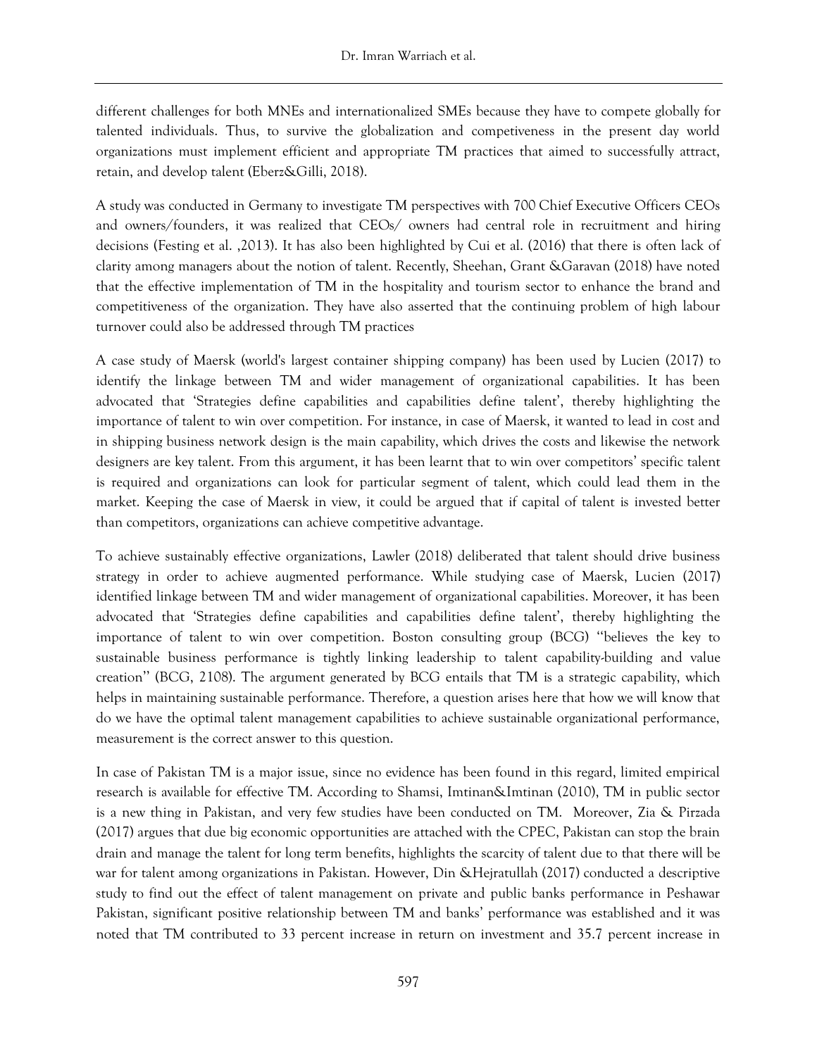different challenges for both MNEs and internationalized SMEs because they have to compete globally for talented individuals. Thus, to survive the globalization and competiveness in the present day world organizations must implement efficient and appropriate TM practices that aimed to successfully attract, retain, and develop talent (Eberz&Gilli, 2018).

A study was conducted in Germany to investigate TM perspectives with 700 Chief Executive Officers CEOs and owners/founders, it was realized that CEOs/ owners had central role in recruitment and hiring decisions (Festing et al. ,2013). It has also been highlighted by Cui et al. (2016) that there is often lack of clarity among managers about the notion of talent. Recently, Sheehan, Grant &Garavan (2018) have noted that the effective implementation of TM in the hospitality and tourism sector to enhance the brand and competitiveness of the organization. They have also asserted that the continuing problem of high labour turnover could also be addressed through TM practices

A case study of Maersk (world's largest container shipping company) has been used by Lucien (2017) to identify the linkage between TM and wider management of organizational capabilities. It has been advocated that 'Strategies define capabilities and capabilities define talent', thereby highlighting the importance of talent to win over competition. For instance, in case of Maersk, it wanted to lead in cost and in shipping business network design is the main capability, which drives the costs and likewise the network designers are key talent. From this argument, it has been learnt that to win over competitors' specific talent is required and organizations can look for particular segment of talent, which could lead them in the market. Keeping the case of Maersk in view, it could be argued that if capital of talent is invested better than competitors, organizations can achieve competitive advantage.

To achieve sustainably effective organizations, Lawler (2018) deliberated that talent should drive business strategy in order to achieve augmented performance. While studying case of Maersk, Lucien (2017) identified linkage between TM and wider management of organizational capabilities. Moreover, it has been advocated that 'Strategies define capabilities and capabilities define talent', thereby highlighting the importance of talent to win over competition. Boston consulting group (BCG) "believes the key to sustainable business performance is tightly linking leadership to talent capability-building and value creation" (BCG, 2108). The argument generated by BCG entails that TM is a strategic capability, which helps in maintaining sustainable performance. Therefore, a question arises here that how we will know that do we have the optimal talent management capabilities to achieve sustainable organizational performance, measurement is the correct answer to this question.

In case of Pakistan TM is a major issue, since no evidence has been found in this regard, limited empirical research is available for effective TM. According to Shamsi, Imtinan&Imtinan (2010), TM in public sector is a new thing in Pakistan, and very few studies have been conducted on TM. Moreover, Zia & Pirzada (2017) argues that due big economic opportunities are attached with the CPEC, Pakistan can stop the brain drain and manage the talent for long term benefits, highlights the scarcity of talent due to that there will be war for talent among organizations in Pakistan. However, Din &Hejratullah (2017) conducted a descriptive study to find out the effect of talent management on private and public banks performance in Peshawar Pakistan, significant positive relationship between TM and banks' performance was established and it was noted that TM contributed to 33 percent increase in return on investment and 35.7 percent increase in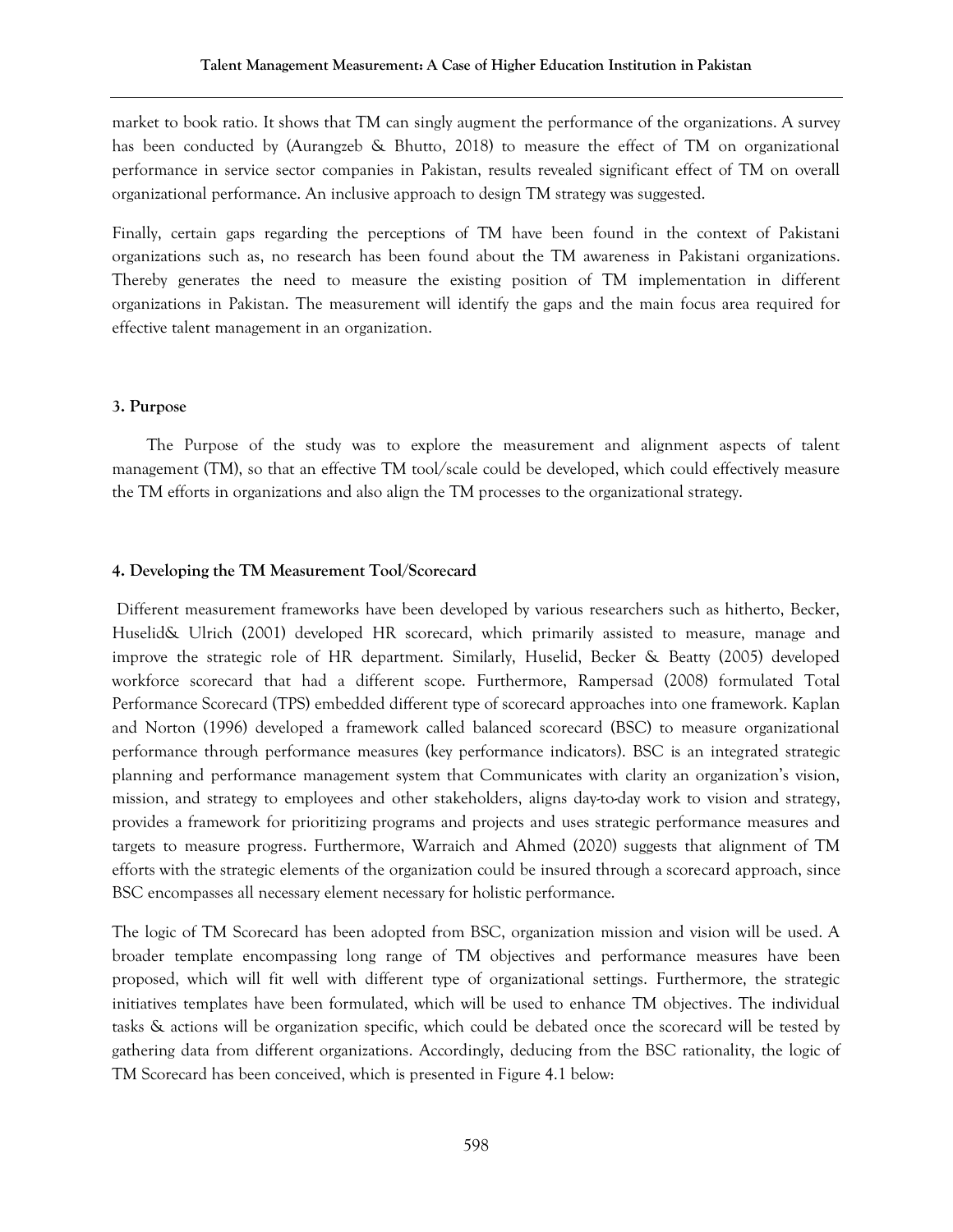market to book ratio. It shows that TM can singly augment the performance of the organizations. A survey has been conducted by (Aurangzeb & Bhutto, 2018) to measure the effect of TM on organizational performance in service sector companies in Pakistan, results revealed significant effect of TM on overall organizational performance. An inclusive approach to design TM strategy was suggested.

Finally, certain gaps regarding the perceptions of TM have been found in the context of Pakistani organizations such as, no research has been found about the TM awareness in Pakistani organizations. Thereby generates the need to measure the existing position of TM implementation in different organizations in Pakistan. The measurement will identify the gaps and the main focus area required for effective talent management in an organization.

## 3. Purpose

The Purpose of the study was to explore the measurement and alignment aspects of talent management (TM), so that an effective TM tool/scale could be developed, which could effectively measure the TM efforts in organizations and also align the TM processes to the organizational strategy.

## 4. Developing the TM Measurement Tool/Scorecard

Different measurement frameworks have been developed by various researchers such as hitherto, Becker, Huselid& Ulrich (2001) developed HR scorecard, which primarily assisted to measure, manage and improve the strategic role of HR department. Similarly, Huselid, Becker & Beatty (2005) developed workforce scorecard that had a different scope. Furthermore, Rampersad (2008) formulated Total Performance Scorecard (TPS) embedded different type of scorecard approaches into one framework. Kaplan and Norton (1996) developed a framework called balanced scorecard (BSC) to measure organizational performance through performance measures (key performance indicators). BSC is an integrated strategic planning and performance management system that Communicates with clarity an organization's vision, mission, and strategy to employees and other stakeholders, aligns day-to-day work to vision and strategy, provides a framework for prioritizing programs and projects and uses strategic performance measures and targets to measure progress. Furthermore, Warraich and Ahmed (2020) suggests that alignment of TM efforts with the strategic elements of the organization could be insured through a scorecard approach, since BSC encompasses all necessary element necessary for holistic performance.

The logic of TM Scorecard has been adopted from BSC, organization mission and vision will be used. A broader template encompassing long range of TM objectives and performance measures have been proposed, which will fit well with different type of organizational settings. Furthermore, the strategic initiatives templates have been formulated, which will be used to enhance TM objectives. The individual tasks & actions will be organization specific, which could be debated once the scorecard will be tested by gathering data from different organizations. Accordingly, deducing from the BSC rationality, the logic of TM Scorecard has been conceived, which is presented in Figure 4.1 below: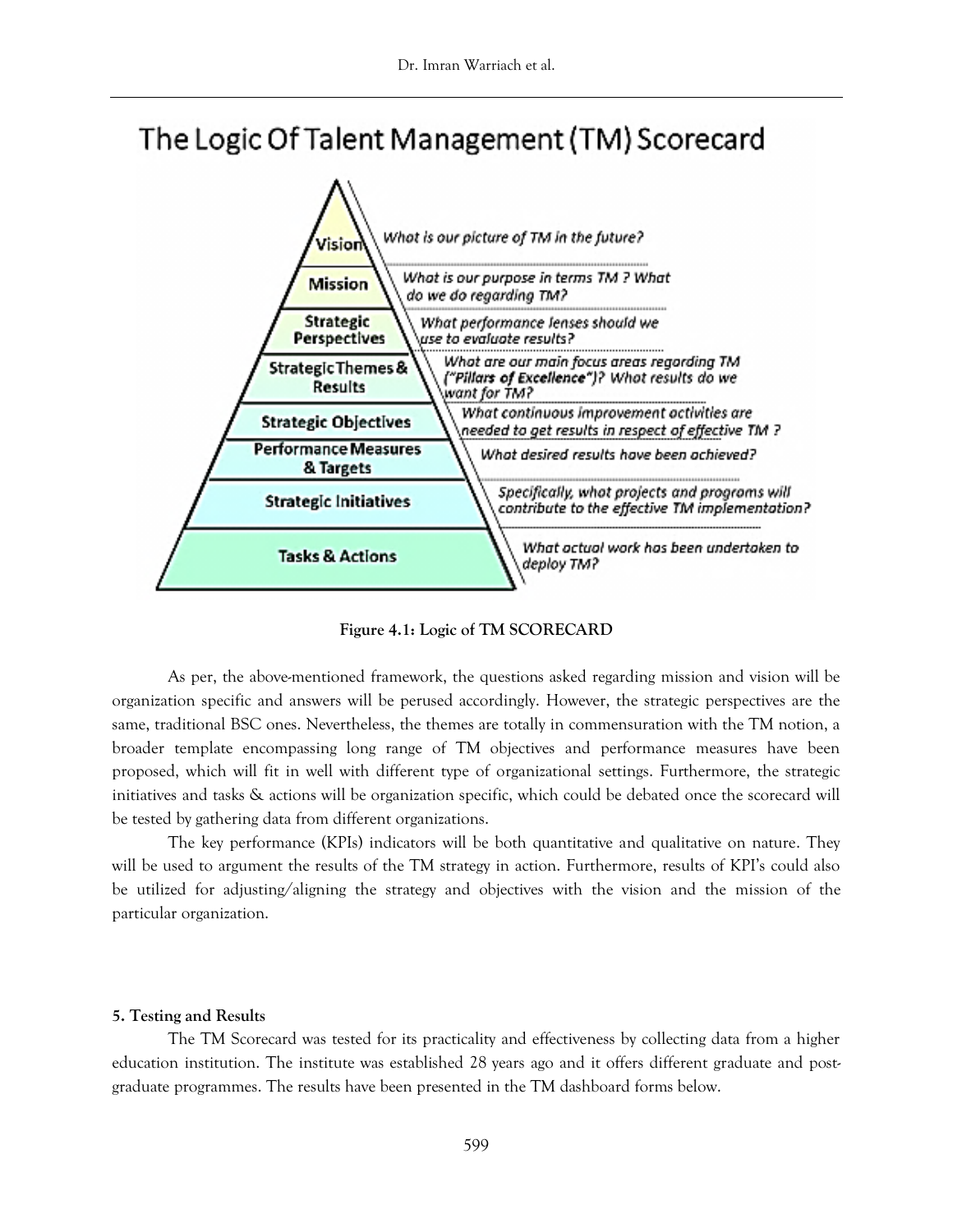**The Logic Of Talent Management (TM) Scorecard**

| Level | Question |
|---|---|
| Vision | *What is our picture of TM in the future?* |
| Mission | *What is our purpose in terms TM ? What do we do regarding TM?* |
| Strategic Perspectives | *What performance lenses should we use to evaluate results?* |
| Strategic Themes & Results | *What are our main focus areas regarding TM ("Pillars of Excellence")? What results do we want for TM?* |
| Strategic Objectives | *What continuous improvement activities are needed to get results in respect of effective TM ?* |
| Performance Measures & Targets | *What desired results have been achieved?* |
| Strategic Initiatives | *Specifically, what projects and programs will contribute to the effective TM implementation?* |
| Tasks & Actions | *What actual work has been undertaken to deploy TM?* |

**Figure 4.1: Logic of TM SCORECARD**

As per, the above-mentioned framework, the questions asked regarding mission and vision will be organization specific and answers will be perused accordingly. However, the strategic perspectives are the same, traditional BSC ones. Nevertheless, the themes are totally in commensuration with the TM notion, a broader template encompassing long range of TM objectives and performance measures have been proposed, which will fit in well with different type of organizational settings. Furthermore, the strategic initiatives and tasks & actions will be organization specific, which could be debated once the scorecard will be tested by gathering data from different organizations.

The key performance (KPIs) indicators will be both quantitative and qualitative on nature. They will be used to argument the results of the TM strategy in action. Furthermore, results of KPI's could also be utilized for adjusting/aligning the strategy and objectives with the vision and the mission of the particular organization.

#### 5. Testing and Results

The TM Scorecard was tested for its practicality and effectiveness by collecting data from a higher education institution. The institute was established 28 years ago and it offers different graduate and post-graduate programmes. The results have been presented in the TM dashboard forms below.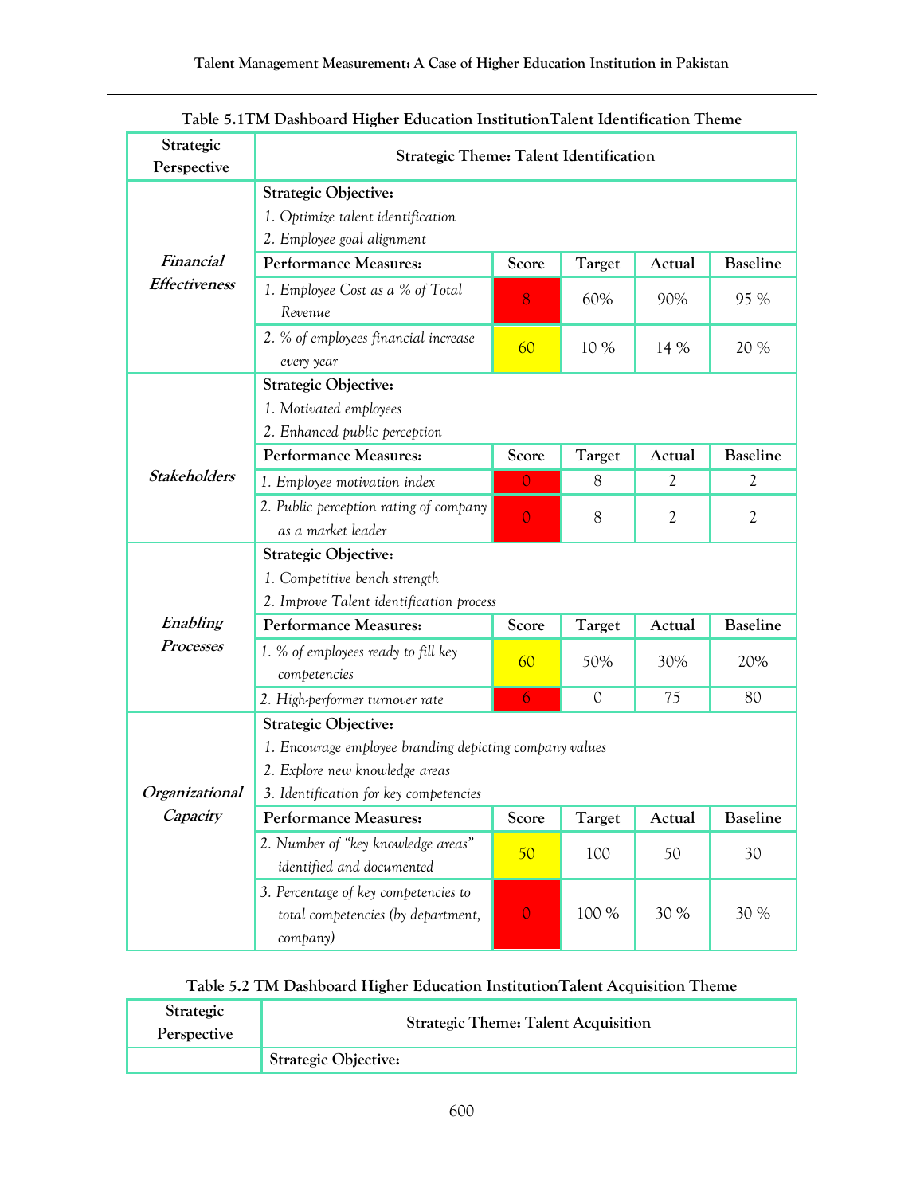Table 5.1TM Dashboard Higher Education InstitutionTalent Identification Theme

| Strategic Perspective | Strategic Theme: Talent Identification | | | | |
|---|---|---|---|---|---|
| *Financial Effectiveness* | **Strategic Objective:** 1. *Optimize talent identification* 2. *Employee goal alignment* | | | | |
| | **Performance Measures:** | **Score** | **Target** | **Actual** | **Baseline** |
| | 1. *Employee Cost as a % of Total Revenue* | 8 | 60% | 90% | 95 % |
| | 2. *% of employees financial increase every year* | 60 | 10 % | 14 % | 20 % |
| *Stakeholders* | **Strategic Objective:** 1. *Motivated employees* 2. *Enhanced public perception* | | | | |
| | **Performance Measures:** | **Score** | **Target** | **Actual** | **Baseline** |
| | 1. *Employee motivation index* | 0 | 8 | 2 | 2 |
| | 2. *Public perception rating of company as a market leader* | 0 | 8 | 2 | 2 |
| *Enabling Processes* | **Strategic Objective:** 1. *Competitive bench strength* 2. *Improve Talent identification process* | | | | |
| | **Performance Measures:** | **Score** | **Target** | **Actual** | **Baseline** |
| | 1. *% of employees ready to fill key competencies* | 60 | 50% | 30% | 20% |
| | 2. *High-performer turnover rate* | 6 | 0 | 75 | 80 |
| *Organizational Capacity* | **Strategic Objective:** 1. *Encourage employee branding depicting company values* 2. *Explore new knowledge areas* 3. *Identification for key competencies* | | | | |
| | **Performance Measures:** | **Score** | **Target** | **Actual** | **Baseline** |
| | 2. *Number of "key knowledge areas" identified and documented* | 50 | 100 | 50 | 30 |
| | 3. *Percentage of key competencies to total competencies (by department, company)* | 0 | 100 % | 30 % | 30 % |

Table 5.2 TM Dashboard Higher Education InstitutionTalent Acquisition Theme

| Strategic Perspective | Strategic Theme: Talent Acquisition |
|---|---|
| | **Strategic Objective:** |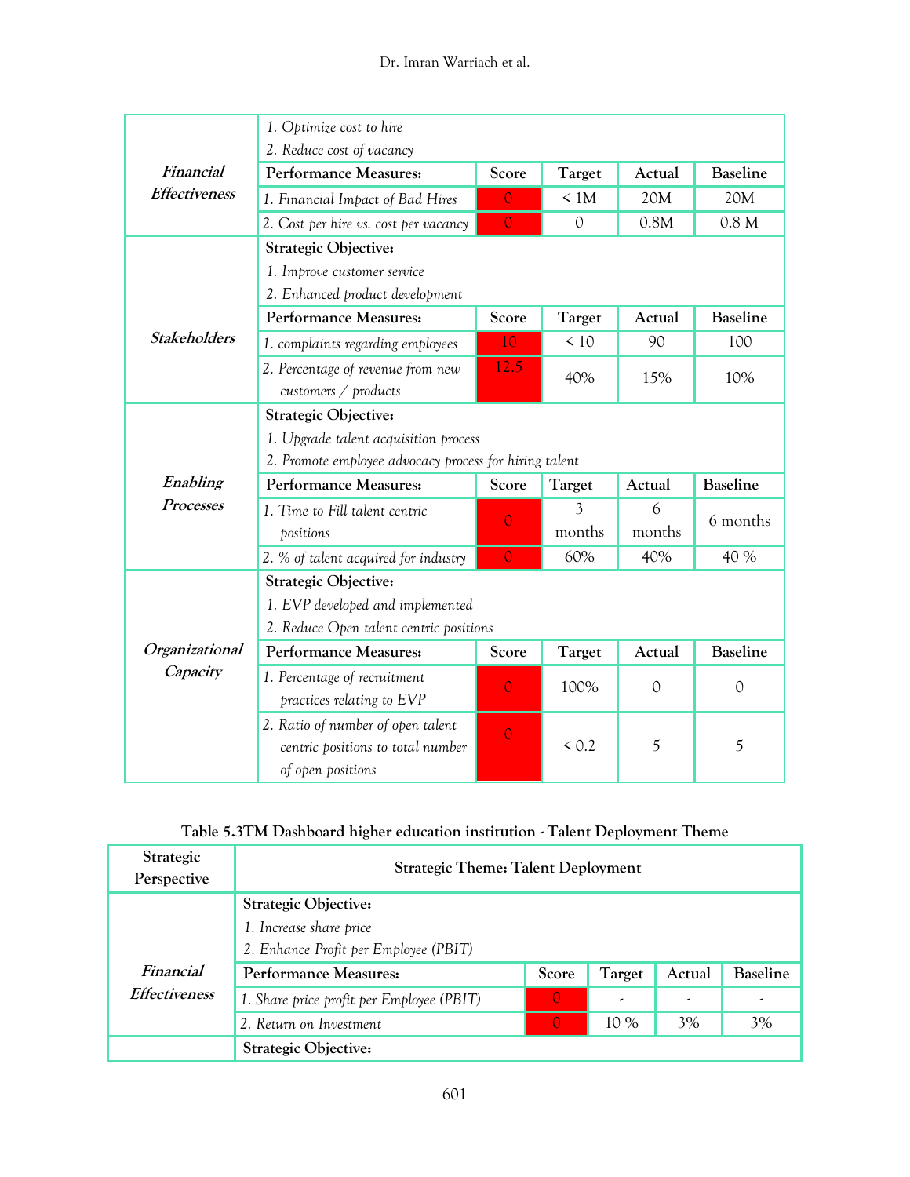| | | | | | |
|---|---|---|---|---|---|
| ***Financial Effectiveness*** | *1. Optimize cost to hire*<br>*2. Reduce cost of vacancy* | | | | |
| | **Performance Measures:** | **Score** | **Target** | **Actual** | **Baseline** |
| | *1. Financial Impact of Bad Hires* | 0 | < 1M | 20M | 20M |
| | *2. Cost per hire vs. cost per vacancy* | 0 | 0 | 0.8M | 0.8 M |
| ***Stakeholders*** | **Strategic Objective:**<br>*1. Improve customer service*<br>*2. Enhanced product development* | | | | |
| | **Performance Measures:** | **Score** | **Target** | **Actual** | **Baseline** |
| | *1. complaints regarding employees* | 10 | < 10 | 90 | 100 |
| | *2. Percentage of revenue from new customers / products* | 12.5 | 40% | 15% | 10% |
| ***Enabling Processes*** | **Strategic Objective:**<br>*1. Upgrade talent acquisition process*<br>*2. Promote employee advocacy process for hiring talent* | | | | |
| | **Performance Measures:** | **Score** | **Target** | **Actual** | **Baseline** |
| | *1. Time to Fill talent centric positions* | 0 | 3 months | 6 months | 6 months |
| | *2. % of talent acquired for industry* | 0 | 60% | 40% | 40 % |
| ***Organizational Capacity*** | **Strategic Objective:**<br>*1. EVP developed and implemented*<br>*2. Reduce Open talent centric positions* | | | | |
| | **Performance Measures:** | **Score** | **Target** | **Actual** | **Baseline** |
| | *1. Percentage of recruitment practices relating to EVP* | 0 | 100% | 0 | 0 |
| | *2. Ratio of number of open talent centric positions to total number of open positions* | 0 | < 0.2 | 5 | 5 |

**Table 5.3TM Dashboard higher education institution - Talent Deployment Theme**

| Strategic Perspective | Strategic Theme: Talent Deployment | | | | |
|---|---|---|---|---|---|
| ***Financial Effectiveness*** | **Strategic Objective:**<br>*1. Increase share price*<br>*2. Enhance Profit per Employee (PBIT)* | | | | |
| | **Performance Measures:** | **Score** | **Target** | **Actual** | **Baseline** |
| | *1. Share price profit per Employee (PBIT)* | 0 | - | - | - |
| | *2. Return on Investment* | 0 | 10 % | 3% | 3% |
| | **Strategic Objective:** | | | | |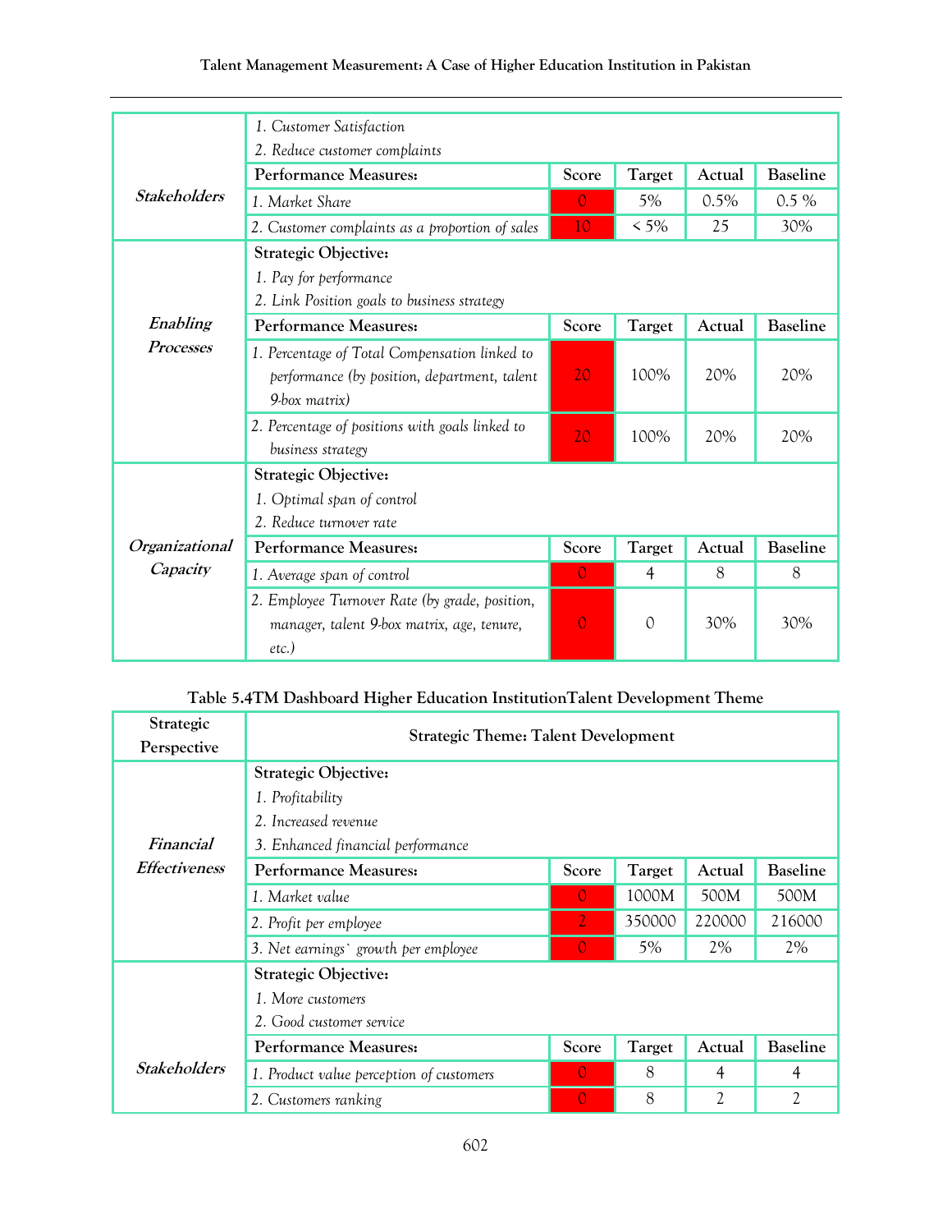| | | | | | |
|---|---|---|---|---|---|
| *Stakeholders* | *1. Customer Satisfaction*<br>*2. Reduce customer complaints* | | | | |
| | **Performance Measures:** | **Score** | **Target** | **Actual** | **Baseline** |
| | *1. Market Share* | 0 | 5% | 0.5% | 0.5 % |
| | *2. Customer complaints as a proportion of sales* | 10 | < 5% | 25 | 30% |
| *Enabling Processes* | **Strategic Objective:**<br>*1. Pay for performance*<br>*2. Link Position goals to business strategy* | | | | |
| | **Performance Measures:** | **Score** | **Target** | **Actual** | **Baseline** |
| | *1. Percentage of Total Compensation linked to performance (by position, department, talent 9-box matrix)* | 20 | 100% | 20% | 20% |
| | *2. Percentage of positions with goals linked to business strategy* | 20 | 100% | 20% | 20% |
| *Organizational Capacity* | **Strategic Objective:**<br>*1. Optimal span of control*<br>*2. Reduce turnover rate* | | | | |
| | **Performance Measures:** | **Score** | **Target** | **Actual** | **Baseline** |
| | *1. Average span of control* | 0 | 4 | 8 | 8 |
| | *2. Employee Turnover Rate (by grade, position, manager, talent 9-box matrix, age, tenure, etc.)* | 0 | 0 | 30% | 30% |

**Table 5.4TM Dashboard Higher Education InstitutionTalent Development Theme**

| Strategic Perspective | Strategic Theme: Talent Development | | | | |
|---|---|---|---|---|---|
| *Financial Effectiveness* | **Strategic Objective:**<br>*1. Profitability*<br>*2. Increased revenue*<br>*3. Enhanced financial performance* | | | | |
| | **Performance Measures:** | **Score** | **Target** | **Actual** | **Baseline** |
| | *1. Market value* | 0 | 1000M | 500M | 500M |
| | *2. Profit per employee* | 2 | 350000 | 220000 | 216000 |
| | *3. Net earnings` growth per employee* | 0 | 5% | 2% | 2% |
| *Stakeholders* | **Strategic Objective:**<br>*1. More customers*<br>*2. Good customer service* | | | | |
| | **Performance Measures:** | **Score** | **Target** | **Actual** | **Baseline** |
| | *1. Product value perception of customers* | 0 | 8 | 4 | 4 |
| | *2. Customers ranking* | 0 | 8 | 2 | 2 |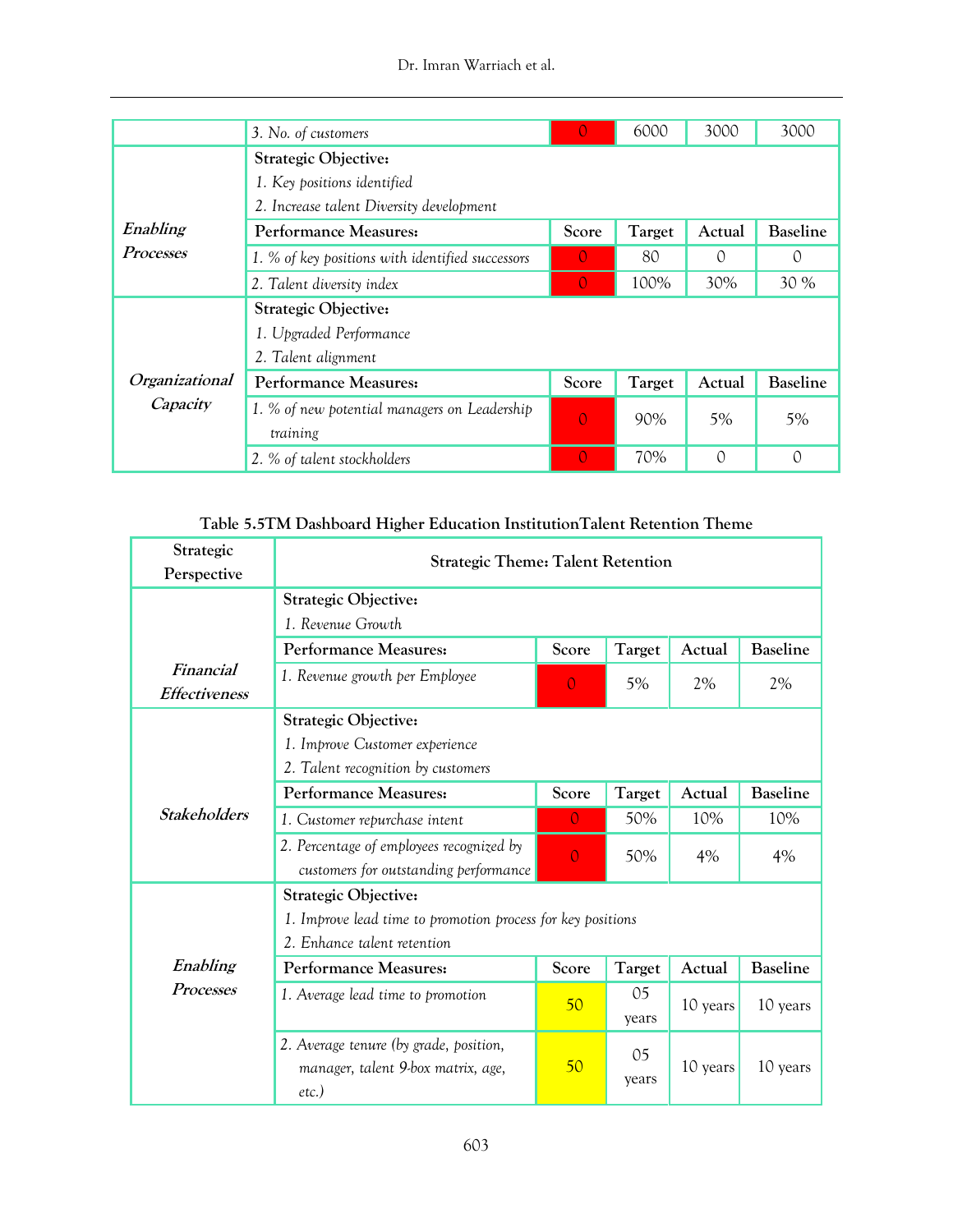| | | Score | Target | Actual | Baseline |
|---|---|---|---|---|---|
| | *3. No. of customers* | 0 | 6000 | 3000 | 3000 |
| ***Enabling Processes*** | **Strategic Objective:**<br>*1. Key positions identified*<br>*2. Increase talent Diversity development* | | | | |
| | **Performance Measures:** | **Score** | **Target** | **Actual** | **Baseline** |
| | *1. % of key positions with identified successors* | 0 | 80 | 0 | 0 |
| | *2. Talent diversity index* | 0 | 100% | 30% | 30 % |
| ***Organizational Capacity*** | **Strategic Objective:**<br>*1. Upgraded Performance*<br>*2. Talent alignment* | | | | |
| | **Performance Measures:** | **Score** | **Target** | **Actual** | **Baseline** |
| | *1. % of new potential managers on Leadership training* | 0 | 90% | 5% | 5% |
| | *2. % of talent stockholders* | 0 | 70% | 0 | 0 |

**Table 5.5TM Dashboard Higher Education InstitutionTalent Retention Theme**

| Strategic Perspective | Strategic Theme: Talent Retention | | | | |
|---|---|---|---|---|---|
| ***Financial Effectiveness*** | **Strategic Objective:**<br>*1. Revenue Growth* | | | | |
| | **Performance Measures:** | **Score** | **Target** | **Actual** | **Baseline** |
| | *1. Revenue growth per Employee* | 0 | 5% | 2% | 2% |
| ***Stakeholders*** | **Strategic Objective:**<br>*1. Improve Customer experience*<br>*2. Talent recognition by customers* | | | | |
| | **Performance Measures:** | **Score** | **Target** | **Actual** | **Baseline** |
| | *1. Customer repurchase intent* | 0 | 50% | 10% | 10% |
| | *2. Percentage of employees recognized by customers for outstanding performance* | 0 | 50% | 4% | 4% |
| ***Enabling Processes*** | **Strategic Objective:**<br>*1. Improve lead time to promotion process for key positions*<br>*2. Enhance talent retention* | | | | |
| | **Performance Measures:** | **Score** | **Target** | **Actual** | **Baseline** |
| | *1. Average lead time to promotion* | 50 | 05 years | 10 years | 10 years |
| | *2. Average tenure (by grade, position, manager, talent 9-box matrix, age, etc.)* | 50 | 05 years | 10 years | 10 years |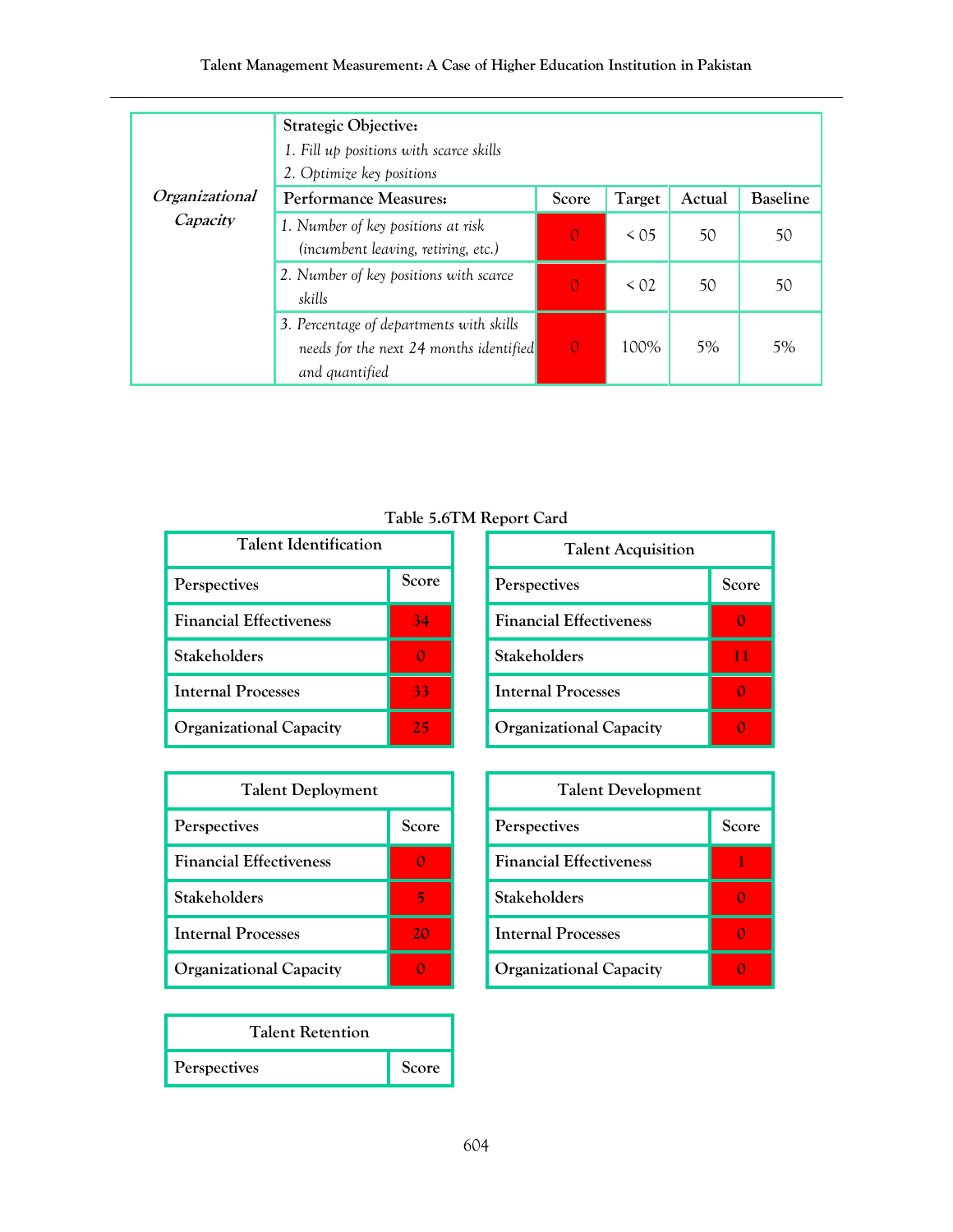| Perspective | Strategic Objective / Performance Measures | Score | Target | Actual | Baseline |
|---|---|---|---|---|---|
| *Organizational Capacity* | **Strategic Objective:**<br>*1. Fill up positions with scarce skills*<br>*2. Optimize key positions* | | | | |
| | **Performance Measures:** | Score | Target | Actual | Baseline |
| | *1. Number of key positions at risk (incumbent leaving, retiring, etc.)* | 0 | < 05 | 50 | 50 |
| | *2. Number of key positions with scarce skills* | 0 | < 02 | 50 | 50 |
| | *3. Percentage of departments with skills needs for the next 24 months identified and quantified* | 0 | 100% | 5% | 5% |

Table 5.6TM Report Card

| Talent Identification | |
|---|---|
| Perspectives | Score |
| Financial Effectiveness | 34 |
| Stakeholders | 0 |
| Internal Processes | 33 |
| Organizational Capacity | 25 |

| Talent Acquisition | |
|---|---|
| Perspectives | Score |
| Financial Effectiveness | 0 |
| Stakeholders | 11 |
| Internal Processes | 0 |
| Organizational Capacity | 0 |

| Talent Deployment | |
|---|---|
| Perspectives | Score |
| Financial Effectiveness | 0 |
| Stakeholders | 5 |
| Internal Processes | 20 |
| Organizational Capacity | 0 |

| Talent Development | |
|---|---|
| Perspectives | Score |
| Financial Effectiveness | 1 |
| Stakeholders | 0 |
| Internal Processes | 0 |
| Organizational Capacity | 0 |

| Talent Retention | |
|---|---|
| Perspectives | Score |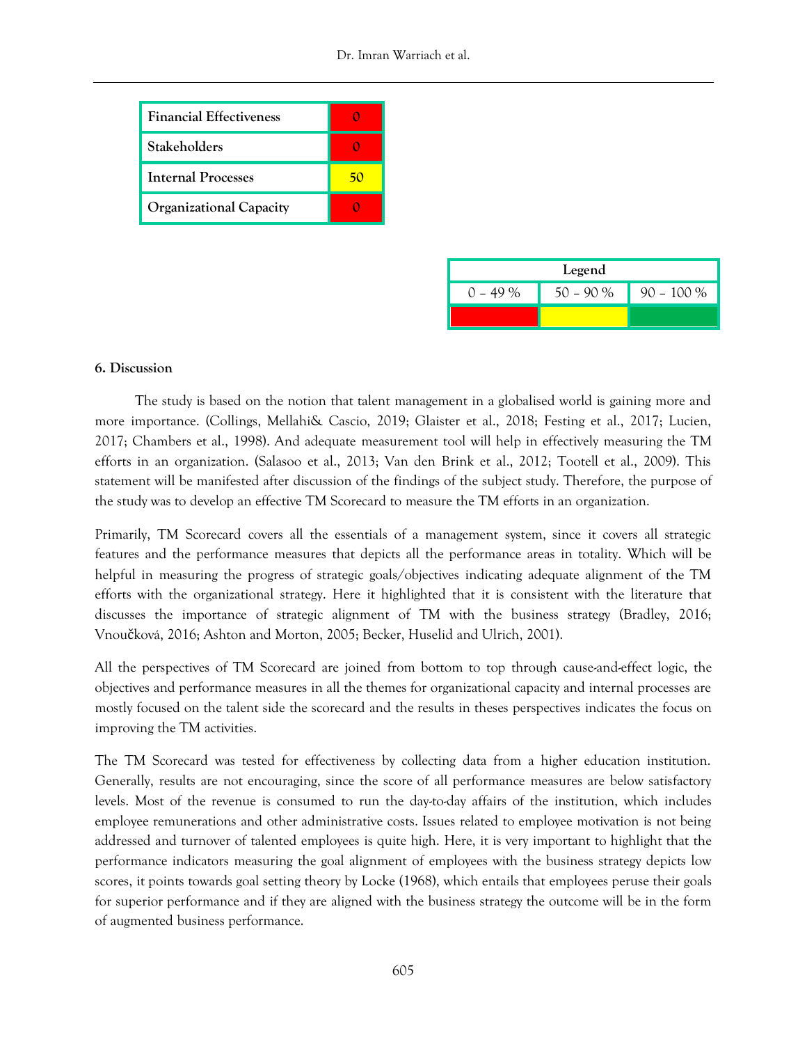| Financial Effectiveness | 0 |
|---|---|
| Stakeholders | 0 |
| Internal Processes | 50 |
| Organizational Capacity | 0 |

| Legend | | |
|---|---|---|
| 0 – 49 % | 50 – 90 % | 90 – 100 % |

### 6. Discussion

The study is based on the notion that talent management in a globalised world is gaining more and more importance. (Collings, Mellahi& Cascio, 2019; Glaister et al., 2018; Festing et al., 2017; Lucien, 2017; Chambers et al., 1998). And adequate measurement tool will help in effectively measuring the TM efforts in an organization. (Salasoo et al., 2013; Van den Brink et al., 2012; Tootell et al., 2009). This statement will be manifested after discussion of the findings of the subject study. Therefore, the purpose of the study was to develop an effective TM Scorecard to measure the TM efforts in an organization.

Primarily, TM Scorecard covers all the essentials of a management system, since it covers all strategic features and the performance measures that depicts all the performance areas in totality. Which will be helpful in measuring the progress of strategic goals/objectives indicating adequate alignment of the TM efforts with the organizational strategy. Here it highlighted that it is consistent with the literature that discusses the importance of strategic alignment of TM with the business strategy (Bradley, 2016; Vnoučková, 2016; Ashton and Morton, 2005; Becker, Huselid and Ulrich, 2001).

All the perspectives of TM Scorecard are joined from bottom to top through cause-and-effect logic, the objectives and performance measures in all the themes for organizational capacity and internal processes are mostly focused on the talent side the scorecard and the results in theses perspectives indicates the focus on improving the TM activities.

The TM Scorecard was tested for effectiveness by collecting data from a higher education institution. Generally, results are not encouraging, since the score of all performance measures are below satisfactory levels. Most of the revenue is consumed to run the day-to-day affairs of the institution, which includes employee remunerations and other administrative costs. Issues related to employee motivation is not being addressed and turnover of talented employees is quite high. Here, it is very important to highlight that the performance indicators measuring the goal alignment of employees with the business strategy depicts low scores, it points towards goal setting theory by Locke (1968), which entails that employees peruse their goals for superior performance and if they are aligned with the business strategy the outcome will be in the form of augmented business performance.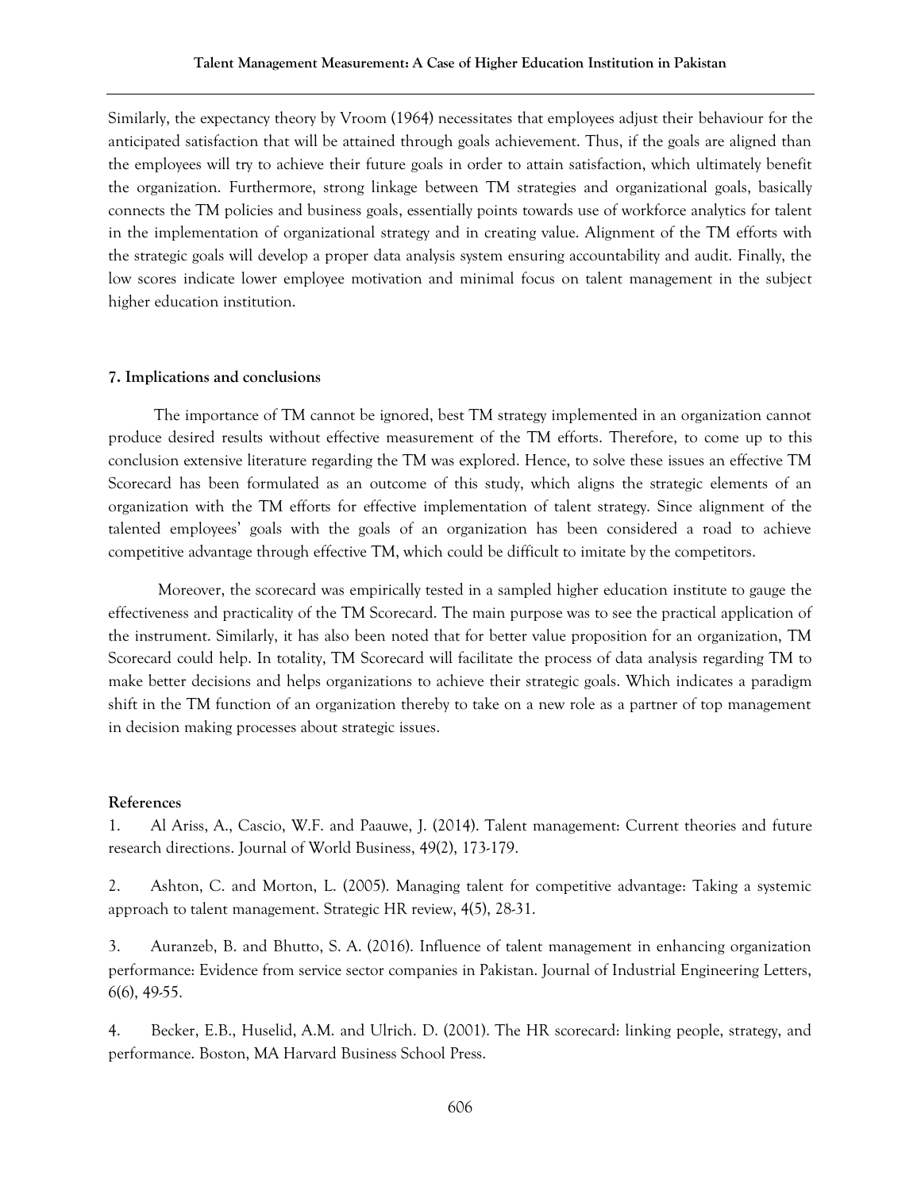Similarly, the expectancy theory by Vroom (1964) necessitates that employees adjust their behaviour for the anticipated satisfaction that will be attained through goals achievement. Thus, if the goals are aligned than the employees will try to achieve their future goals in order to attain satisfaction, which ultimately benefit the organization. Furthermore, strong linkage between TM strategies and organizational goals, basically connects the TM policies and business goals, essentially points towards use of workforce analytics for talent in the implementation of organizational strategy and in creating value. Alignment of the TM efforts with the strategic goals will develop a proper data analysis system ensuring accountability and audit. Finally, the low scores indicate lower employee motivation and minimal focus on talent management in the subject higher education institution.

## 7. Implications and conclusions

The importance of TM cannot be ignored, best TM strategy implemented in an organization cannot produce desired results without effective measurement of the TM efforts. Therefore, to come up to this conclusion extensive literature regarding the TM was explored. Hence, to solve these issues an effective TM Scorecard has been formulated as an outcome of this study, which aligns the strategic elements of an organization with the TM efforts for effective implementation of talent strategy. Since alignment of the talented employees' goals with the goals of an organization has been considered a road to achieve competitive advantage through effective TM, which could be difficult to imitate by the competitors.

Moreover, the scorecard was empirically tested in a sampled higher education institute to gauge the effectiveness and practicality of the TM Scorecard. The main purpose was to see the practical application of the instrument. Similarly, it has also been noted that for better value proposition for an organization, TM Scorecard could help. In totality, TM Scorecard will facilitate the process of data analysis regarding TM to make better decisions and helps organizations to achieve their strategic goals. Which indicates a paradigm shift in the TM function of an organization thereby to take on a new role as a partner of top management in decision making processes about strategic issues.

## References

1. Al Ariss, A., Cascio, W.F. and Paauwe, J. (2014). Talent management: Current theories and future research directions. Journal of World Business, 49(2), 173-179.

2. Ashton, C. and Morton, L. (2005). Managing talent for competitive advantage: Taking a systemic approach to talent management. Strategic HR review, 4(5), 28-31.

3. Auranzeb, B. and Bhutto, S. A. (2016). Influence of talent management in enhancing organization performance: Evidence from service sector companies in Pakistan. Journal of Industrial Engineering Letters, 6(6), 49-55.

4. Becker, E.B., Huselid, A.M. and Ulrich. D. (2001). The HR scorecard: linking people, strategy, and performance. Boston, MA Harvard Business School Press.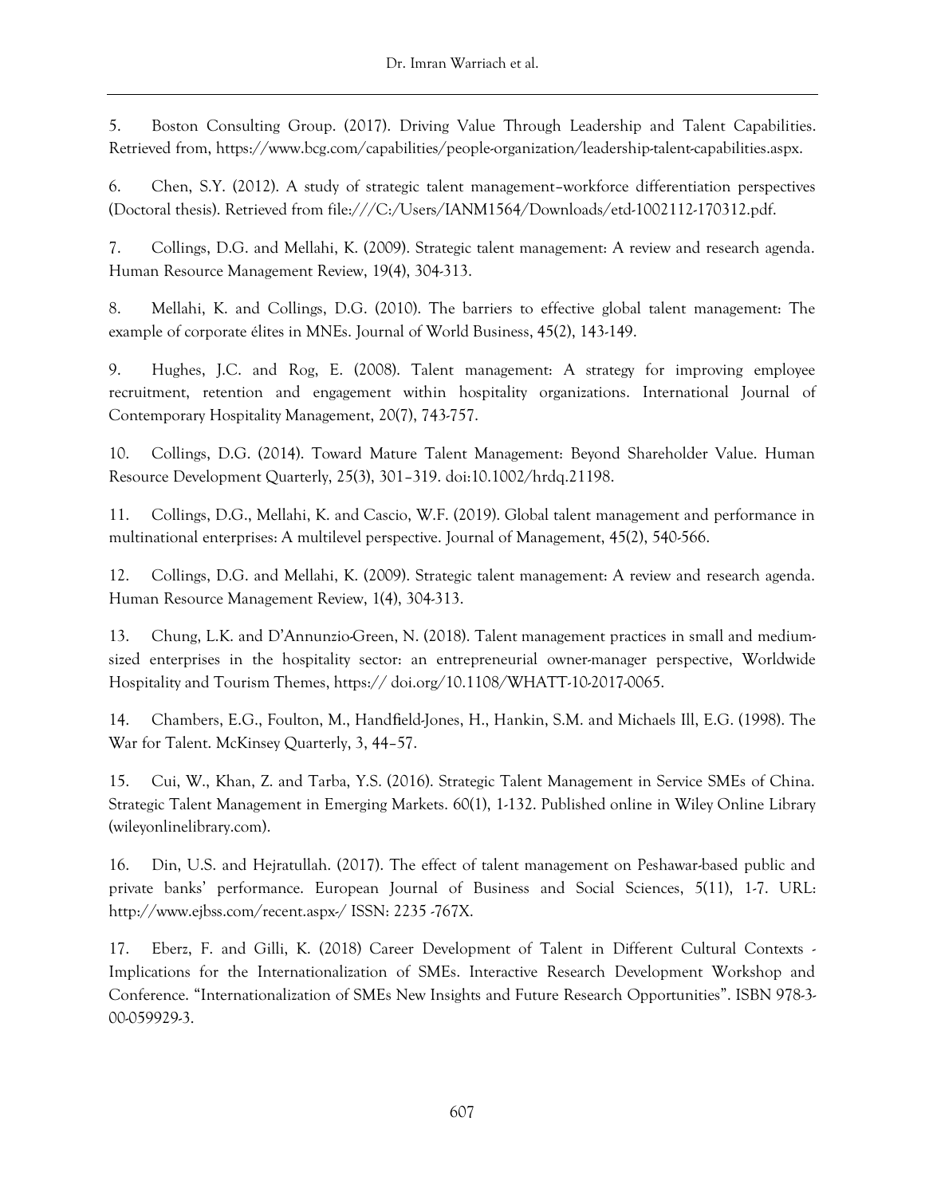5. Boston Consulting Group. (2017). Driving Value Through Leadership and Talent Capabilities. Retrieved from, https://www.bcg.com/capabilities/people-organization/leadership-talent-capabilities.aspx.

6. Chen, S.Y. (2012). A study of strategic talent management–workforce differentiation perspectives (Doctoral thesis). Retrieved from file:///C:/Users/IANM1564/Downloads/etd-1002112-170312.pdf.

7. Collings, D.G. and Mellahi, K. (2009). Strategic talent management: A review and research agenda. Human Resource Management Review, 19(4), 304-313.

8. Mellahi, K. and Collings, D.G. (2010). The barriers to effective global talent management: The example of corporate élites in MNEs. Journal of World Business, 45(2), 143-149.

9. Hughes, J.C. and Rog, E. (2008). Talent management: A strategy for improving employee recruitment, retention and engagement within hospitality organizations. International Journal of Contemporary Hospitality Management, 20(7), 743-757.

10. Collings, D.G. (2014). Toward Mature Talent Management: Beyond Shareholder Value. Human Resource Development Quarterly, 25(3), 301–319. doi:10.1002/hrdq.21198.

11. Collings, D.G., Mellahi, K. and Cascio, W.F. (2019). Global talent management and performance in multinational enterprises: A multilevel perspective. Journal of Management, 45(2), 540-566.

12. Collings, D.G. and Mellahi, K. (2009). Strategic talent management: A review and research agenda. Human Resource Management Review, 1(4), 304-313.

13. Chung, L.K. and D'Annunzio-Green, N. (2018). Talent management practices in small and medium-sized enterprises in the hospitality sector: an entrepreneurial owner-manager perspective, Worldwide Hospitality and Tourism Themes, https:// doi.org/10.1108/WHATT-10-2017-0065.

14. Chambers, E.G., Foulton, M., Handfield-Jones, H., Hankin, S.M. and Michaels Ill, E.G. (1998). The War for Talent. McKinsey Quarterly, 3, 44–57.

15. Cui, W., Khan, Z. and Tarba, Y.S. (2016). Strategic Talent Management in Service SMEs of China. Strategic Talent Management in Emerging Markets. 60(1), 1-132. Published online in Wiley Online Library (wileyonlinelibrary.com).

16. Din, U.S. and Hejratullah. (2017). The effect of talent management on Peshawar-based public and private banks' performance. European Journal of Business and Social Sciences, 5(11), 1-7. URL: http://www.ejbss.com/recent.aspx-/ ISSN: 2235 -767X.

17. Eberz, F. and Gilli, K. (2018) Career Development of Talent in Different Cultural Contexts - Implications for the Internationalization of SMEs. Interactive Research Development Workshop and Conference. "Internationalization of SMEs New Insights and Future Research Opportunities". ISBN 978-3-00-059929-3.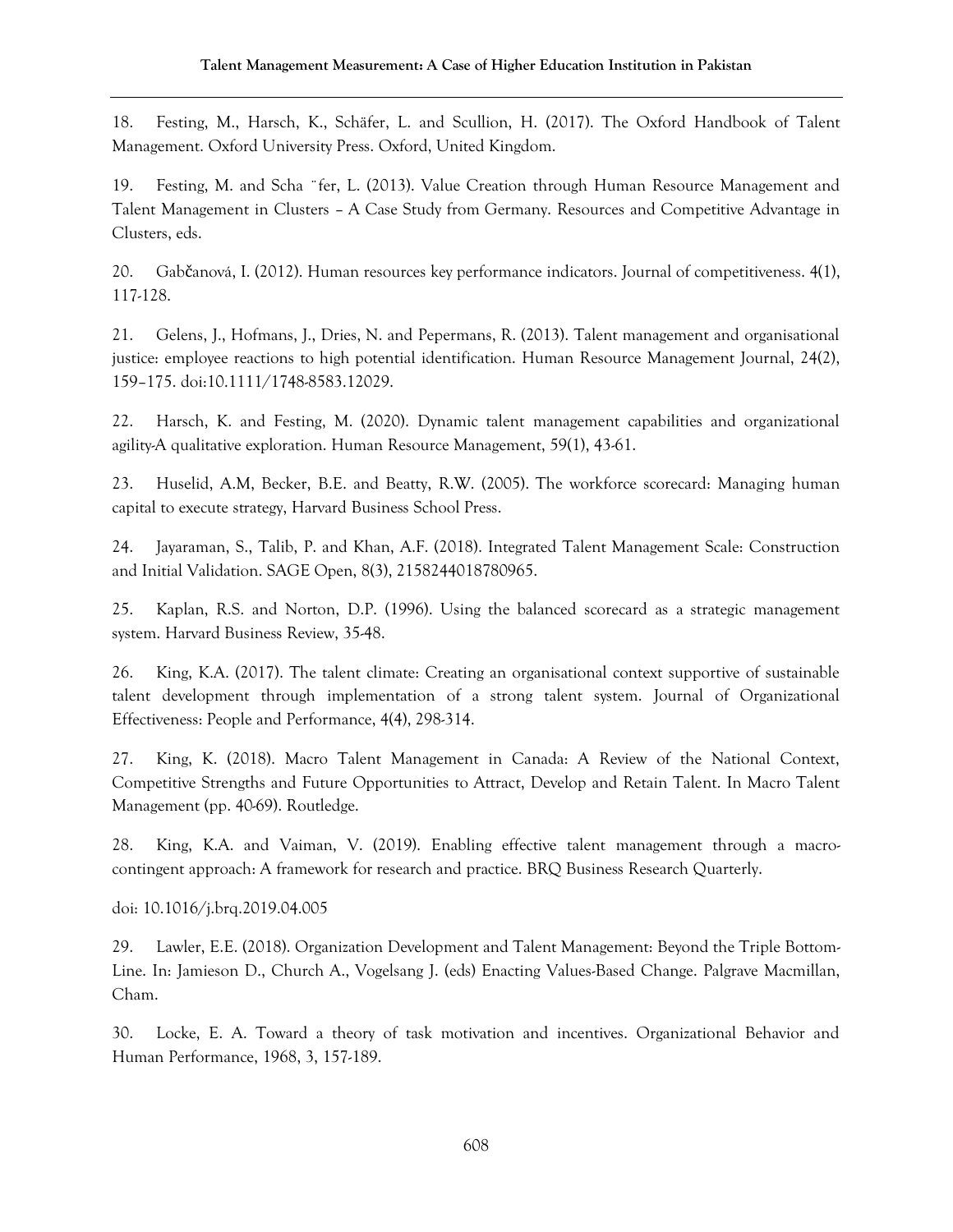18. Festing, M., Harsch, K., Schäfer, L. and Scullion, H. (2017). The Oxford Handbook of Talent Management. Oxford University Press. Oxford, United Kingdom.

19. Festing, M. and Scha ¨fer, L. (2013). Value Creation through Human Resource Management and Talent Management in Clusters – A Case Study from Germany. Resources and Competitive Advantage in Clusters, eds.

20. Gabčanová, I. (2012). Human resources key performance indicators. Journal of competitiveness. 4(1), 117-128.

21. Gelens, J., Hofmans, J., Dries, N. and Pepermans, R. (2013). Talent management and organisational justice: employee reactions to high potential identification. Human Resource Management Journal, 24(2), 159–175. doi:10.1111/1748-8583.12029.

22. Harsch, K. and Festing, M. (2020). Dynamic talent management capabilities and organizational agility-A qualitative exploration. Human Resource Management, 59(1), 43-61.

23. Huselid, A.M, Becker, B.E. and Beatty, R.W. (2005). The workforce scorecard: Managing human capital to execute strategy, Harvard Business School Press.

24. Jayaraman, S., Talib, P. and Khan, A.F. (2018). Integrated Talent Management Scale: Construction and Initial Validation. SAGE Open, 8(3), 2158244018780965.

25. Kaplan, R.S. and Norton, D.P. (1996). Using the balanced scorecard as a strategic management system. Harvard Business Review, 35-48.

26. King, K.A. (2017). The talent climate: Creating an organisational context supportive of sustainable talent development through implementation of a strong talent system. Journal of Organizational Effectiveness: People and Performance, 4(4), 298-314.

27. King, K. (2018). Macro Talent Management in Canada: A Review of the National Context, Competitive Strengths and Future Opportunities to Attract, Develop and Retain Talent. In Macro Talent Management (pp. 40-69). Routledge.

28. King, K.A. and Vaiman, V. (2019). Enabling effective talent management through a macro-contingent approach: A framework for research and practice. BRQ Business Research Quarterly.

doi: 10.1016/j.brq.2019.04.005

29. Lawler, E.E. (2018). Organization Development and Talent Management: Beyond the Triple Bottom-Line. In: Jamieson D., Church A., Vogelsang J. (eds) Enacting Values-Based Change. Palgrave Macmillan, Cham.

30. Locke, E. A. Toward a theory of task motivation and incentives. Organizational Behavior and Human Performance, 1968, 3, 157-189.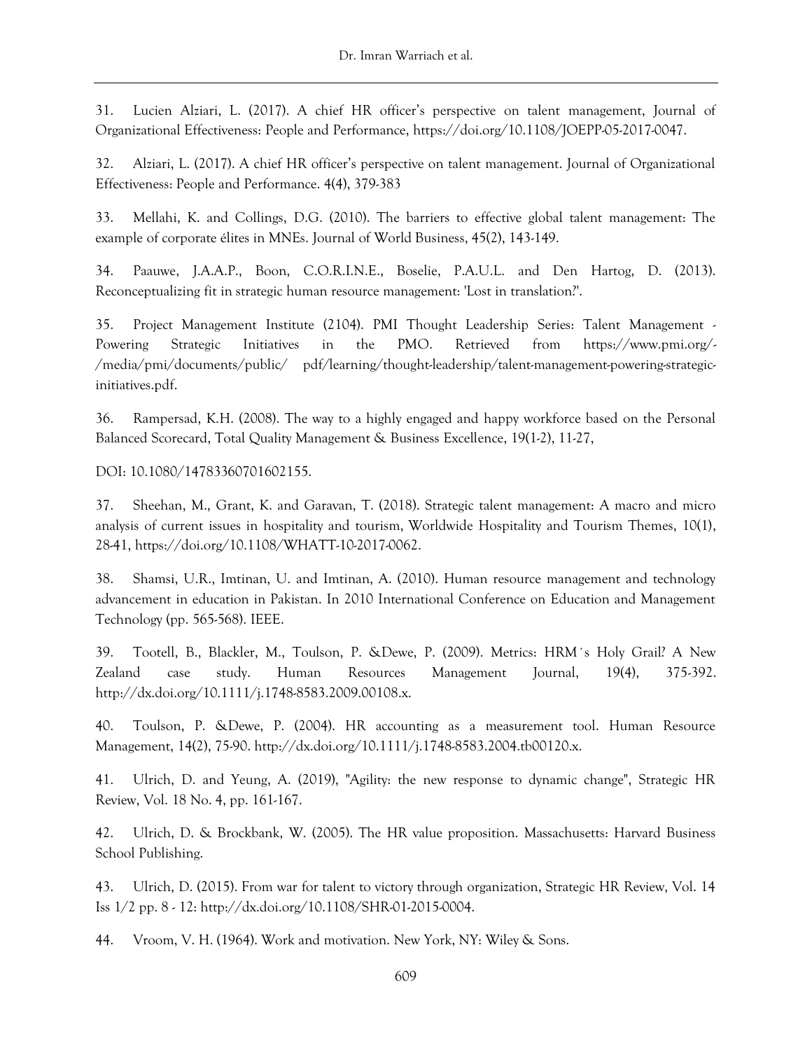31. Lucien Alziari, L. (2017). A chief HR officer's perspective on talent management, Journal of Organizational Effectiveness: People and Performance, https://doi.org/10.1108/JOEPP-05-2017-0047.

32. Alziari, L. (2017). A chief HR officer's perspective on talent management. Journal of Organizational Effectiveness: People and Performance. 4(4), 379-383

33. Mellahi, K. and Collings, D.G. (2010). The barriers to effective global talent management: The example of corporate élites in MNEs. Journal of World Business, 45(2), 143-149.

34. Paauwe, J.A.A.P., Boon, C.O.R.I.N.E., Boselie, P.A.U.L. and Den Hartog, D. (2013). Reconceptualizing fit in strategic human resource management: 'Lost in translation?'.

35. Project Management Institute (2104). PMI Thought Leadership Series: Talent Management - Powering Strategic Initiatives in the PMO. Retrieved from https://www.pmi.org/-/media/pmi/documents/public/ pdf/learning/thought-leadership/talent-management-powering-strategic-initiatives.pdf.

36. Rampersad, K.H. (2008). The way to a highly engaged and happy workforce based on the Personal Balanced Scorecard, Total Quality Management & Business Excellence, 19(1-2), 11-27,

DOI: 10.1080/14783360701602155.

37. Sheehan, M., Grant, K. and Garavan, T. (2018). Strategic talent management: A macro and micro analysis of current issues in hospitality and tourism, Worldwide Hospitality and Tourism Themes, 10(1), 28-41, https://doi.org/10.1108/WHATT-10-2017-0062.

38. Shamsi, U.R., Imtinan, U. and Imtinan, A. (2010). Human resource management and technology advancement in education in Pakistan. In 2010 International Conference on Education and Management Technology (pp. 565-568). IEEE.

39. Tootell, B., Blackler, M., Toulson, P. &Dewe, P. (2009). Metrics: HRM´s Holy Grail? A New Zealand case study. Human Resources Management Journal, 19(4), 375-392. http://dx.doi.org/10.1111/j.1748-8583.2009.00108.x.

40. Toulson, P. &Dewe, P. (2004). HR accounting as a measurement tool. Human Resource Management, 14(2), 75-90. http://dx.doi.org/10.1111/j.1748-8583.2004.tb00120.x.

41. Ulrich, D. and Yeung, A. (2019), "Agility: the new response to dynamic change", Strategic HR Review, Vol. 18 No. 4, pp. 161-167.

42. Ulrich, D. & Brockbank, W. (2005). The HR value proposition. Massachusetts: Harvard Business School Publishing.

43. Ulrich, D. (2015). From war for talent to victory through organization, Strategic HR Review, Vol. 14 Iss 1/2 pp. 8 - 12: http://dx.doi.org/10.1108/SHR-01-2015-0004.

44. Vroom, V. H. (1964). Work and motivation. New York, NY: Wiley & Sons.